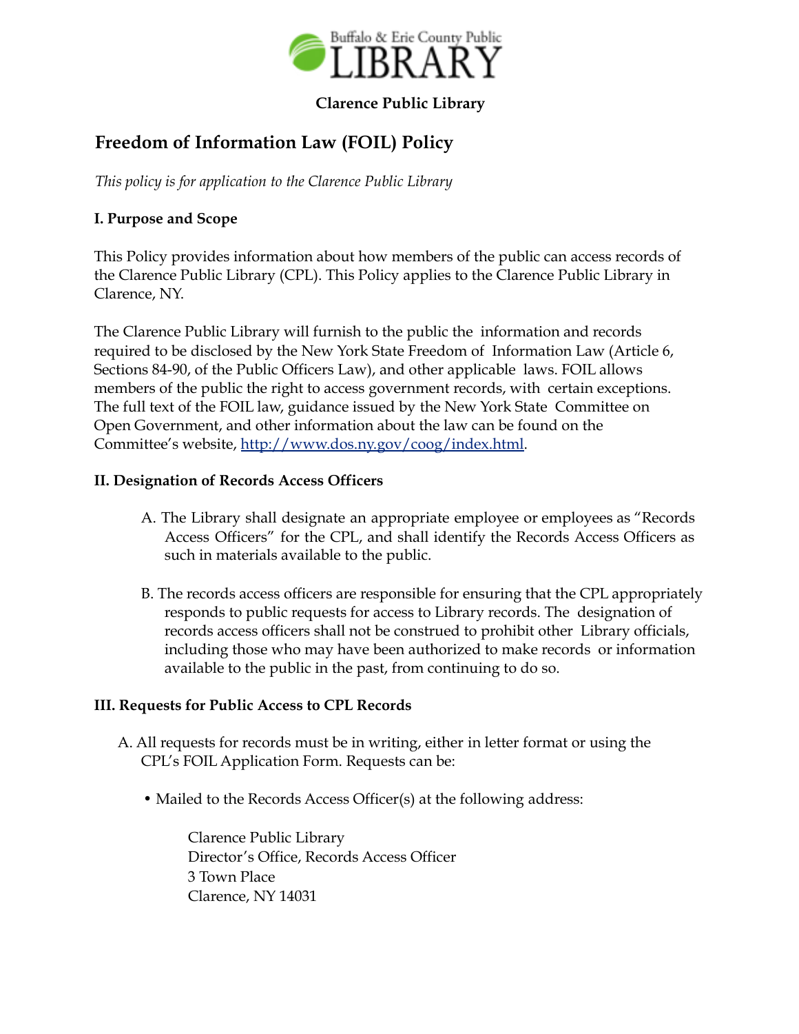Buffalo & Erie County Public LIBRARY

**Clarence Public Library**

## Freedom of Information Law (FOIL) Policy

*This policy is for application to the Clarence Public Library*

### I. Purpose and Scope

This Policy provides information about how members of the public can access records of the Clarence Public Library (CPL). This Policy applies to the Clarence Public Library in Clarence, NY.

The Clarence Public Library will furnish to the public the information and records required to be disclosed by the New York State Freedom of Information Law (Article 6, Sections 84-90, of the Public Officers Law), and other applicable laws. FOIL allows members of the public the right to access government records, with certain exceptions. The full text of the FOIL law, guidance issued by the New York State Committee on Open Government, and other information about the law can be found on the Committee's website, http://www.dos.ny.gov/coog/index.html.

### II. Designation of Records Access Officers

A. The Library shall designate an appropriate employee or employees as "Records Access Officers" for the CPL, and shall identify the Records Access Officers as such in materials available to the public.

B. The records access officers are responsible for ensuring that the CPL appropriately responds to public requests for access to Library records. The designation of records access officers shall not be construed to prohibit other Library officials, including those who may have been authorized to make records or information available to the public in the past, from continuing to do so.

### III. Requests for Public Access to CPL Records

A. All requests for records must be in writing, either in letter format or using the CPL's FOIL Application Form. Requests can be:

- Mailed to the Records Access Officer(s) at the following address:

  Clarence Public Library  
  Director's Office, Records Access Officer  
  3 Town Place  
  Clarence, NY 14031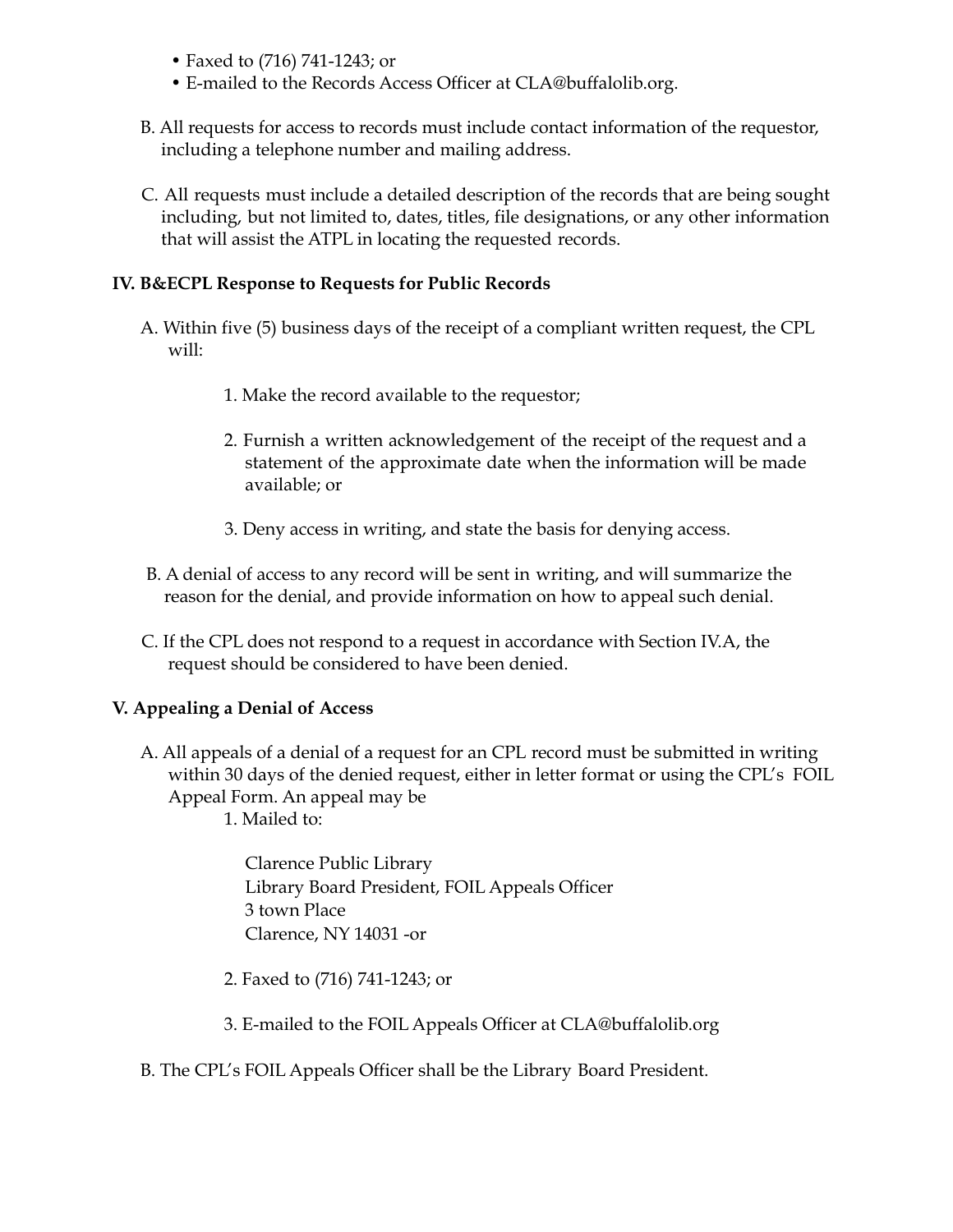- Faxed to (716) 741-1243; or
- E-mailed to the Records Access Officer at CLA@buffalolib.org.

B. All requests for access to records must include contact information of the requestor, including a telephone number and mailing address.

C. All requests must include a detailed description of the records that are being sought including, but not limited to, dates, titles, file designations, or any other information that will assist the ATPL in locating the requested records.

**IV. B&ECPL Response to Requests for Public Records**

A. Within five (5) business days of the receipt of a compliant written request, the CPL will:

1. Make the record available to the requestor;

2. Furnish a written acknowledgement of the receipt of the request and a statement of the approximate date when the information will be made available; or

3. Deny access in writing, and state the basis for denying access.

B. A denial of access to any record will be sent in writing, and will summarize the reason for the denial, and provide information on how to appeal such denial.

C. If the CPL does not respond to a request in accordance with Section IV.A, the request should be considered to have been denied.

**V. Appealing a Denial of Access**

A. All appeals of a denial of a request for an CPL record must be submitted in writing within 30 days of the denied request, either in letter format or using the CPL's FOIL Appeal Form. An appeal may be

1. Mailed to:

   Clarence Public Library
   Library Board President, FOIL Appeals Officer
   3 town Place
   Clarence, NY 14031 -or

2. Faxed to (716) 741-1243; or

3. E-mailed to the FOIL Appeals Officer at CLA@buffalolib.org

B. The CPL's FOIL Appeals Officer shall be the Library Board President.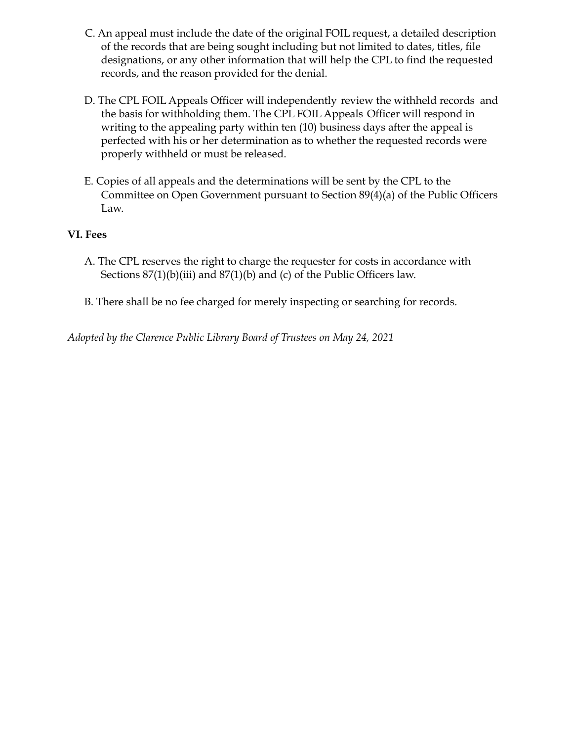C. An appeal must include the date of the original FOIL request, a detailed description of the records that are being sought including but not limited to dates, titles, file designations, or any other information that will help the CPL to find the requested records, and the reason provided for the denial.

D. The CPL FOIL Appeals Officer will independently review the withheld records and the basis for withholding them. The CPL FOIL Appeals Officer will respond in writing to the appealing party within ten (10) business days after the appeal is perfected with his or her determination as to whether the requested records were properly withheld or must be released.

E. Copies of all appeals and the determinations will be sent by the CPL to the Committee on Open Government pursuant to Section 89(4)(a) of the Public Officers Law.

**VI. Fees**

A. The CPL reserves the right to charge the requester for costs in accordance with Sections 87(1)(b)(iii) and 87(1)(b) and (c) of the Public Officers law.

B. There shall be no fee charged for merely inspecting or searching for records.

*Adopted by the Clarence Public Library Board of Trustees on May 24, 2021*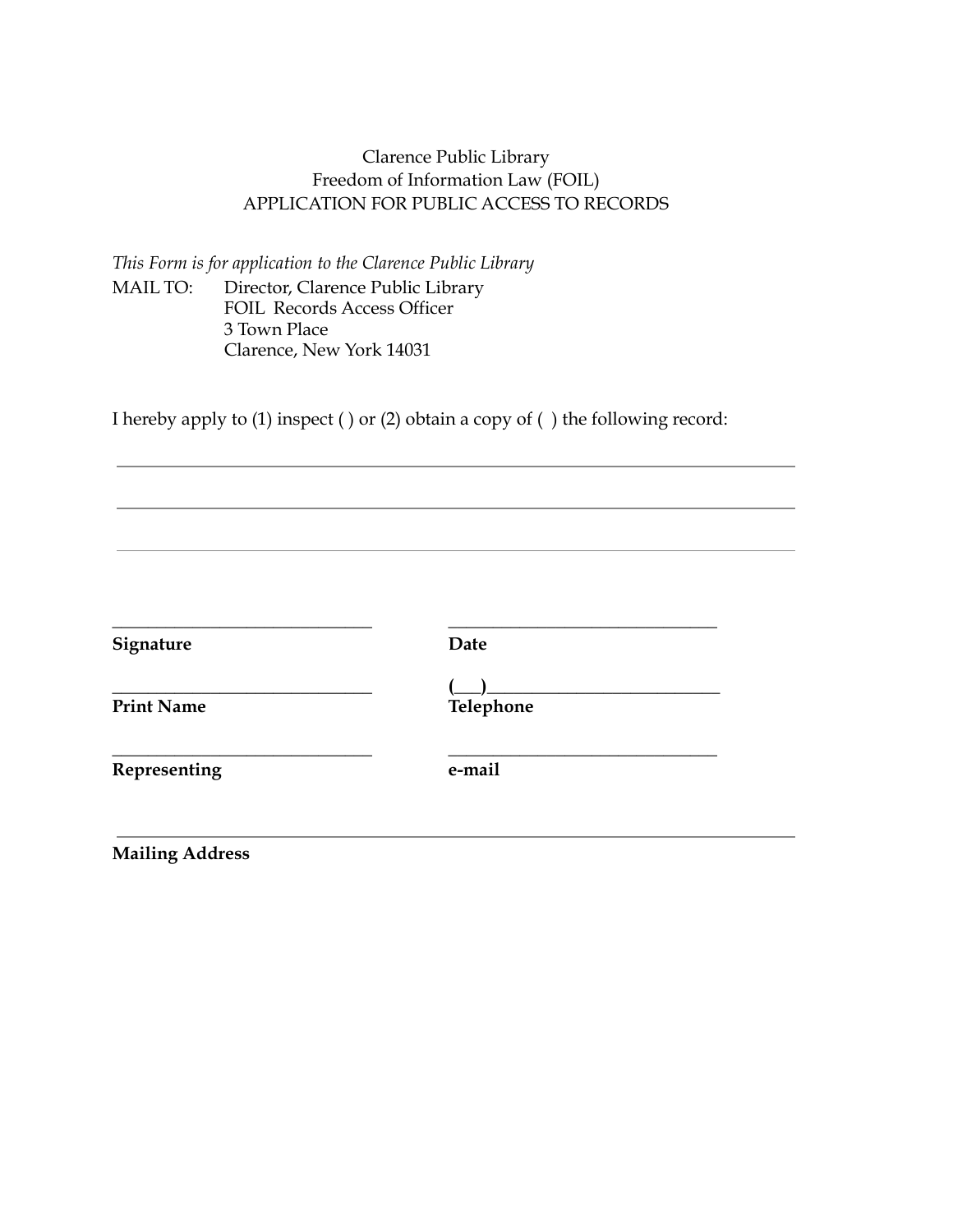Clarence Public Library
Freedom of Information Law (FOIL)
APPLICATION FOR PUBLIC ACCESS TO RECORDS

*This Form is for application to the Clarence Public Library*

MAIL TO: Director, Clarence Public Library
FOIL Records Access Officer
3 Town Place
Clarence, New York 14031

I hereby apply to (1) inspect ( ) or (2) obtain a copy of ( ) the following record:

______________________________________________________________________________

______________________________________________________________________________

______________________________________________________________________________

______________________________ ______________________________
**Signature** **Date**

______________________________ (___)___________________________
**Print Name** **Telephone**

______________________________ ______________________________
**Representing** **e-mail**

______________________________________________________________________________
**Mailing Address**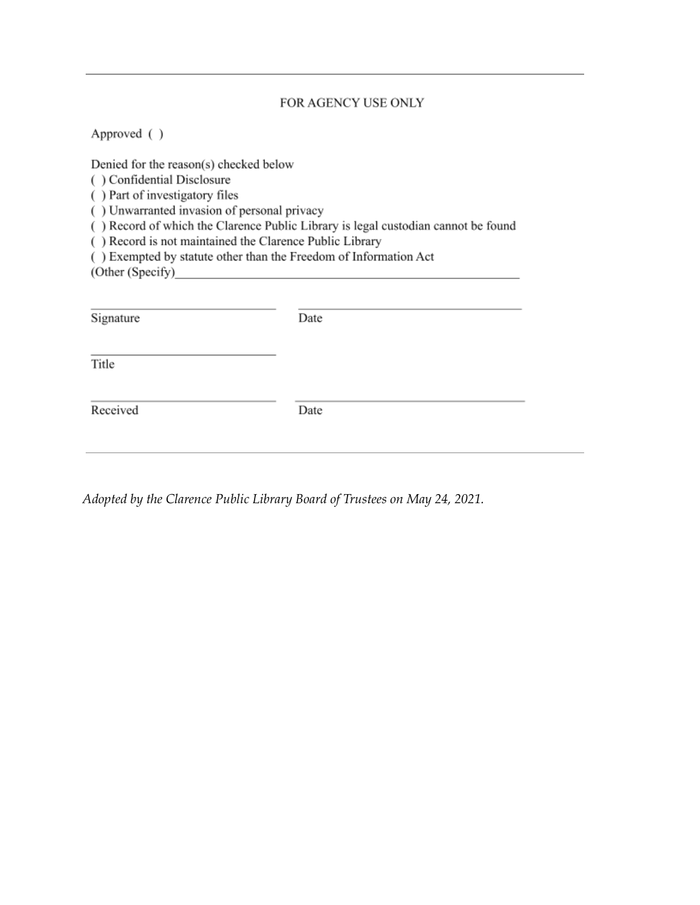---

## FOR AGENCY USE ONLY

Approved ( )

Denied for the reason(s) checked below
( ) Confidential Disclosure
( ) Part of investigatory files
( ) Unwarranted invasion of personal privacy
( ) Record of which the Clarence Public Library is legal custodian cannot be found
( ) Record is not maintained the Clarence Public Library
( ) Exempted by statute other than the Freedom of Information Act
(Other (Specify)\_\_\_\_\_\_\_\_\_\_\_\_\_\_\_\_\_\_\_\_\_\_\_\_\_\_\_\_\_\_\_\_\_\_\_\_\_\_\_\_\_\_\_\_\_\_\_\_\_\_\_\_\_\_

\_\_\_\_\_\_\_\_\_\_\_\_\_\_\_\_\_\_\_\_\_\_\_\_\_\_\_\_\_\_ \_\_\_\_\_\_\_\_\_\_\_\_\_\_\_\_\_\_\_\_\_\_\_\_\_\_\_\_\_\_\_\_\_\_\_\_
Signature Date

\_\_\_\_\_\_\_\_\_\_\_\_\_\_\_\_\_\_\_\_\_\_\_\_\_\_\_\_\_\_
Title

\_\_\_\_\_\_\_\_\_\_\_\_\_\_\_\_\_\_\_\_\_\_\_\_\_\_\_\_\_\_ \_\_\_\_\_\_\_\_\_\_\_\_\_\_\_\_\_\_\_\_\_\_\_\_\_\_\_\_\_\_\_\_\_\_\_\_
Received Date

---

*Adopted by the Clarence Public Library Board of Trustees on May 24, 2021.*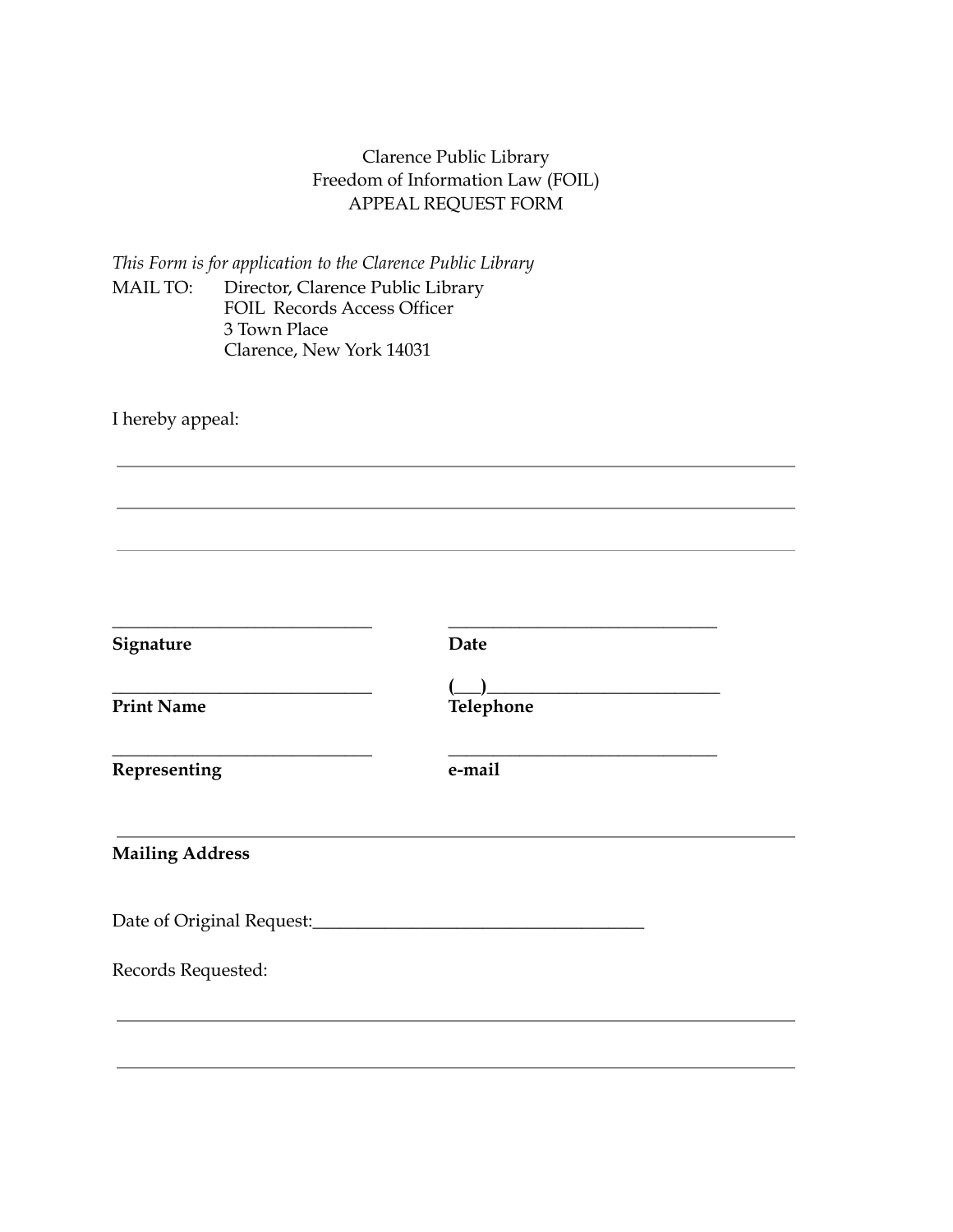Clarence Public Library
Freedom of Information Law (FOIL)
APPEAL REQUEST FORM

*This Form is for application to the Clarence Public Library*

MAIL TO: Director, Clarence Public Library
FOIL Records Access Officer
3 Town Place
Clarence, New York 14031

I hereby appeal:

______________________________________________________________________________

______________________________________________________________________________

______________________________________________________________________________

| | |
|---|---|
| ______________________________ | ______________________________ |
| **Signature** | **Date** |
| ______________________________ | (___)__________________________ |
| **Print Name** | **Telephone** |
| ______________________________ | ______________________________ |
| **Representing** | **e-mail** |

______________________________________________________________________________

**Mailing Address**

Date of Original Request:_____________________________________

Records Requested:

______________________________________________________________________________

______________________________________________________________________________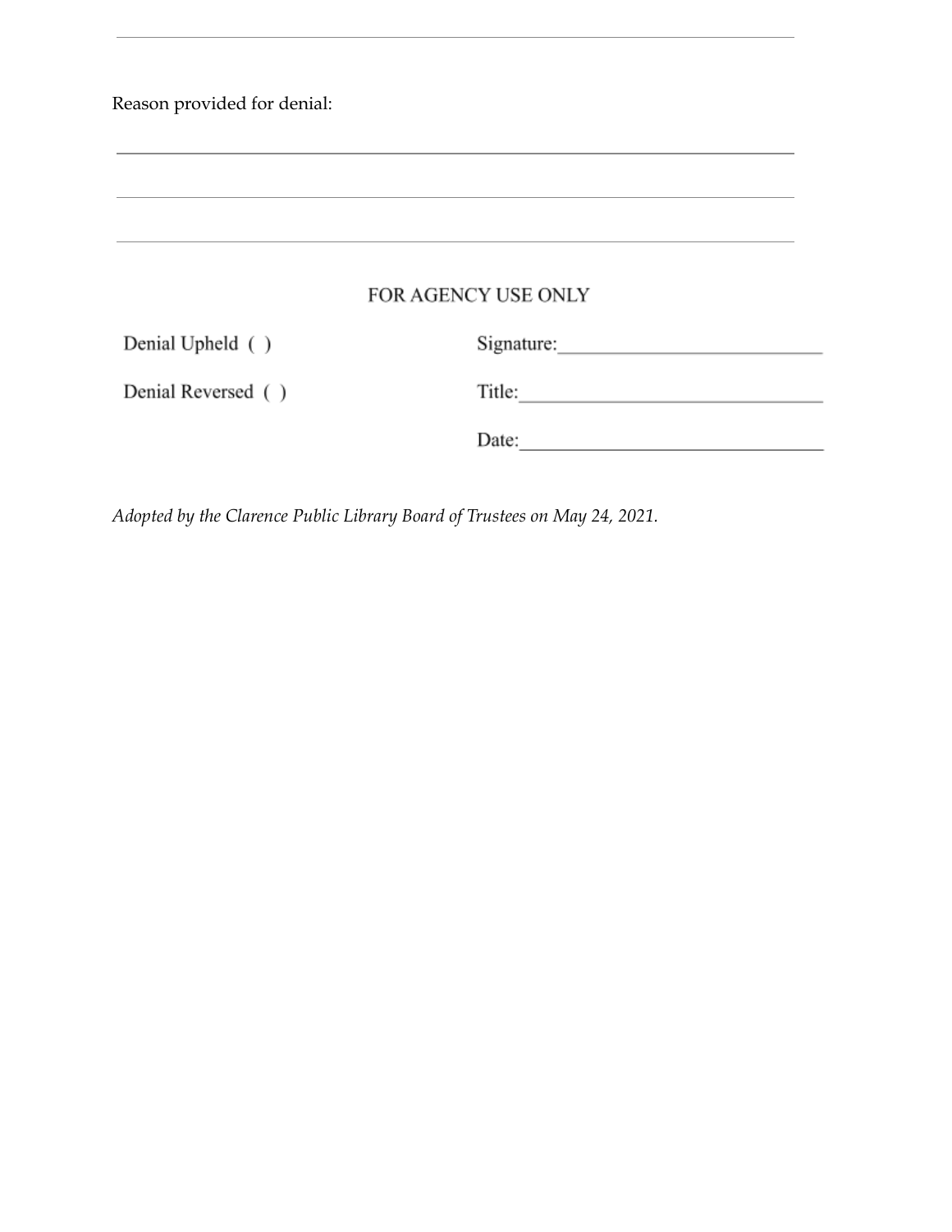---

Reason provided for denial:

_______________________________________________________________

_______________________________________________________________

_______________________________________________________________

FOR AGENCY USE ONLY

Denial Upheld ( ) Signature:___________________________

Denial Reversed ( ) Title:_______________________________

Date:_______________________________

*Adopted by the Clarence Public Library Board of Trustees on May 24, 2021.*